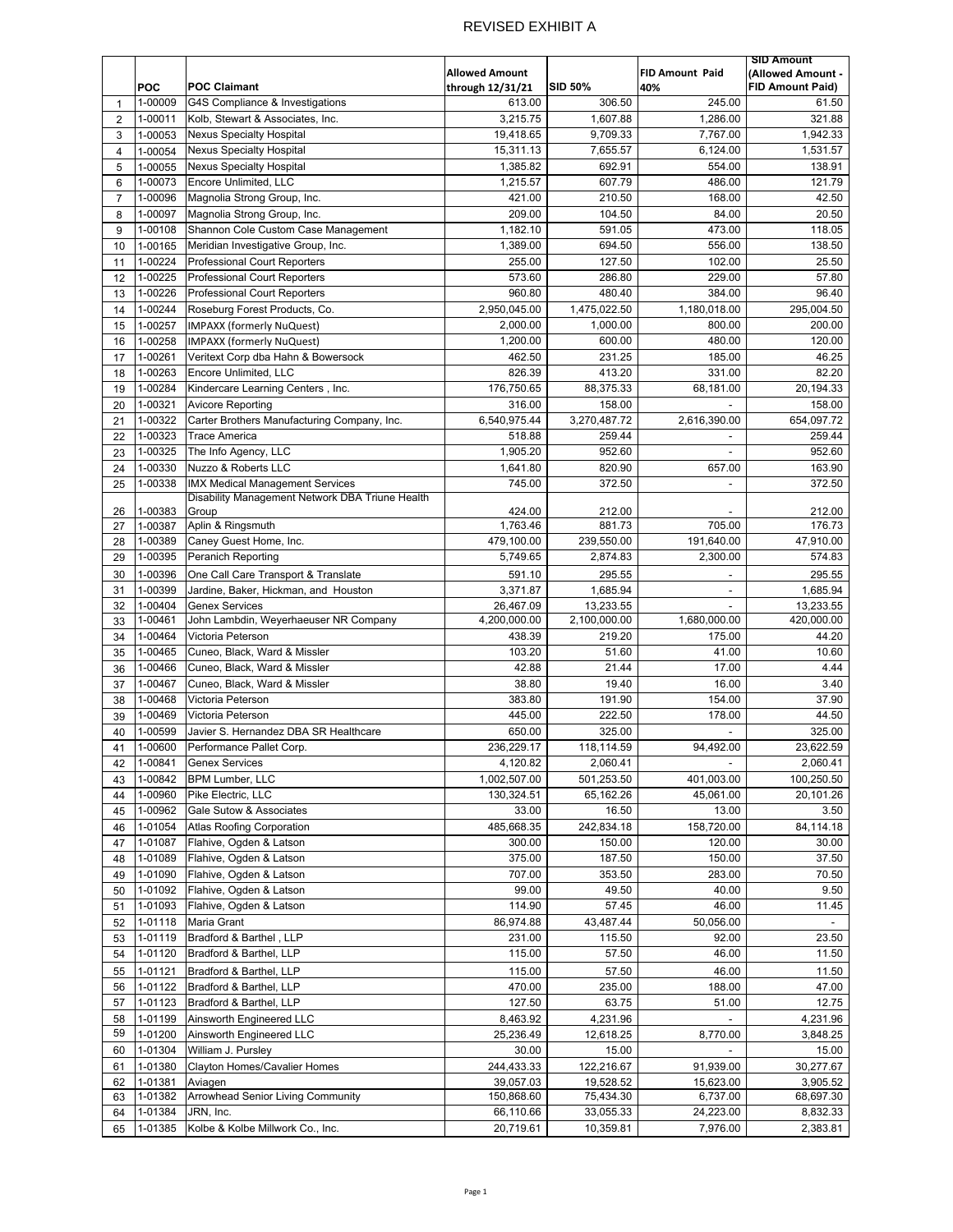# REVISED EXHIBIT A

| | POC | POC Claimant | Allowed Amount through 12/31/21 | SID 50% | FID Amount Paid 40% | SID Amount (Allowed Amount - FID Amount Paid) |
|---|---|---|---|---|---|---|
| 1 | 1-00009 | G4S Compliance & Investigations | 613.00 | 306.50 | 245.00 | 61.50 |
| 2 | 1-00011 | Kolb, Stewart & Associates, Inc. | 3,215.75 | 1,607.88 | 1,286.00 | 321.88 |
| 3 | 1-00053 | Nexus Specialty Hospital | 19,418.65 | 9,709.33 | 7,767.00 | 1,942.33 |
| 4 | 1-00054 | Nexus Specialty Hospital | 15,311.13 | 7,655.57 | 6,124.00 | 1,531.57 |
| 5 | 1-00055 | Nexus Specialty Hospital | 1,385.82 | 692.91 | 554.00 | 138.91 |
| 6 | 1-00073 | Encore Unlimited, LLC | 1,215.57 | 607.79 | 486.00 | 121.79 |
| 7 | 1-00096 | Magnolia Strong Group, Inc. | 421.00 | 210.50 | 168.00 | 42.50 |
| 8 | 1-00097 | Magnolia Strong Group, Inc. | 209.00 | 104.50 | 84.00 | 20.50 |
| 9 | 1-00108 | Shannon Cole Custom Case Management | 1,182.10 | 591.05 | 473.00 | 118.05 |
| 10 | 1-00165 | Meridian Investigative Group, Inc. | 1,389.00 | 694.50 | 556.00 | 138.50 |
| 11 | 1-00224 | Professional Court Reporters | 255.00 | 127.50 | 102.00 | 25.50 |
| 12 | 1-00225 | Professional Court Reporters | 573.60 | 286.80 | 229.00 | 57.80 |
| 13 | 1-00226 | Professional Court Reporters | 960.80 | 480.40 | 384.00 | 96.40 |
| 14 | 1-00244 | Roseburg Forest Products, Co. | 2,950,045.00 | 1,475,022.50 | 1,180,018.00 | 295,004.50 |
| 15 | 1-00257 | IMPAXX (formerly NuQuest) | 2,000.00 | 1,000.00 | 800.00 | 200.00 |
| 16 | 1-00258 | IMPAXX (formerly NuQuest) | 1,200.00 | 600.00 | 480.00 | 120.00 |
| 17 | 1-00261 | Veritext Corp dba Hahn & Bowersock | 462.50 | 231.25 | 185.00 | 46.25 |
| 18 | 1-00263 | Encore Unlimited, LLC | 826.39 | 413.20 | 331.00 | 82.20 |
| 19 | 1-00284 | Kindercare Learning Centers , Inc. | 176,750.65 | 88,375.33 | 68,181.00 | 20,194.33 |
| 20 | 1-00321 | Avicore Reporting | 316.00 | 158.00 | - | 158.00 |
| 21 | 1-00322 | Carter Brothers Manufacturing Company, Inc. | 6,540,975.44 | 3,270,487.72 | 2,616,390.00 | 654,097.72 |
| 22 | 1-00323 | Trace America | 518.88 | 259.44 | - | 259.44 |
| 23 | 1-00325 | The Info Agency, LLC | 1,905.20 | 952.60 | - | 952.60 |
| 24 | 1-00330 | Nuzzo & Roberts LLC | 1,641.80 | 820.90 | 657.00 | 163.90 |
| 25 | 1-00338 | IMX Medical Management Services | 745.00 | 372.50 | - | 372.50 |
| 26 | 1-00383 | Disability Management Network DBA Triune Health Group | 424.00 | 212.00 | - | 212.00 |
| 27 | 1-00387 | Aplin & Ringsmuth | 1,763.46 | 881.73 | 705.00 | 176.73 |
| 28 | 1-00389 | Caney Guest Home, Inc. | 479,100.00 | 239,550.00 | 191,640.00 | 47,910.00 |
| 29 | 1-00395 | Peranich Reporting | 5,749.65 | 2,874.83 | 2,300.00 | 574.83 |
| 30 | 1-00396 | One Call Care Transport & Translate | 591.10 | 295.55 | - | 295.55 |
| 31 | 1-00399 | Jardine, Baker, Hickman, and Houston | 3,371.87 | 1,685.94 | - | 1,685.94 |
| 32 | 1-00404 | Genex Services | 26,467.09 | 13,233.55 | - | 13,233.55 |
| 33 | 1-00461 | John Lambdin, Weyerhaeuser NR Company | 4,200,000.00 | 2,100,000.00 | 1,680,000.00 | 420,000.00 |
| 34 | 1-00464 | Victoria Peterson | 438.39 | 219.20 | 175.00 | 44.20 |
| 35 | 1-00465 | Cuneo, Black, Ward & Missler | 103.20 | 51.60 | 41.00 | 10.60 |
| 36 | 1-00466 | Cuneo, Black, Ward & Missler | 42.88 | 21.44 | 17.00 | 4.44 |
| 37 | 1-00467 | Cuneo, Black, Ward & Missler | 38.80 | 19.40 | 16.00 | 3.40 |
| 38 | 1-00468 | Victoria Peterson | 383.80 | 191.90 | 154.00 | 37.90 |
| 39 | 1-00469 | Victoria Peterson | 445.00 | 222.50 | 178.00 | 44.50 |
| 40 | 1-00599 | Javier S. Hernandez DBA SR Healthcare | 650.00 | 325.00 | - | 325.00 |
| 41 | 1-00600 | Performance Pallet Corp. | 236,229.17 | 118,114.59 | 94,492.00 | 23,622.59 |
| 42 | 1-00841 | Genex Services | 4,120.82 | 2,060.41 | - | 2,060.41 |
| 43 | 1-00842 | BPM Lumber, LLC | 1,002,507.00 | 501,253.50 | 401,003.00 | 100,250.50 |
| 44 | 1-00960 | Pike Electric, LLC | 130,324.51 | 65,162.26 | 45,061.00 | 20,101.26 |
| 45 | 1-00962 | Gale Sutow & Associates | 33.00 | 16.50 | 13.00 | 3.50 |
| 46 | 1-01054 | Atlas Roofing Corporation | 485,668.35 | 242,834.18 | 158,720.00 | 84,114.18 |
| 47 | 1-01087 | Flahive, Ogden & Latson | 300.00 | 150.00 | 120.00 | 30.00 |
| 48 | 1-01089 | Flahive, Ogden & Latson | 375.00 | 187.50 | 150.00 | 37.50 |
| 49 | 1-01090 | Flahive, Ogden & Latson | 707.00 | 353.50 | 283.00 | 70.50 |
| 50 | 1-01092 | Flahive, Ogden & Latson | 99.00 | 49.50 | 40.00 | 9.50 |
| 51 | 1-01093 | Flahive, Ogden & Latson | 114.90 | 57.45 | 46.00 | 11.45 |
| 52 | 1-01118 | Maria Grant | 86,974.88 | 43,487.44 | 50,056.00 | - |
| 53 | 1-01119 | Bradford & Barthel , LLP | 231.00 | 115.50 | 92.00 | 23.50 |
| 54 | 1-01120 | Bradford & Barthel, LLP | 115.00 | 57.50 | 46.00 | 11.50 |
| 55 | 1-01121 | Bradford & Barthel, LLP | 115.00 | 57.50 | 46.00 | 11.50 |
| 56 | 1-01122 | Bradford & Barthel, LLP | 470.00 | 235.00 | 188.00 | 47.00 |
| 57 | 1-01123 | Bradford & Barthel, LLP | 127.50 | 63.75 | 51.00 | 12.75 |
| 58 | 1-01199 | Ainsworth Engineered LLC | 8,463.92 | 4,231.96 | - | 4,231.96 |
| 59 | 1-01200 | Ainsworth Engineered LLC | 25,236.49 | 12,618.25 | 8,770.00 | 3,848.25 |
| 60 | 1-01304 | William J. Pursley | 30.00 | 15.00 | - | 15.00 |
| 61 | 1-01380 | Clayton Homes/Cavalier Homes | 244,433.33 | 122,216.67 | 91,939.00 | 30,277.67 |
| 62 | 1-01381 | Aviagen | 39,057.03 | 19,528.52 | 15,623.00 | 3,905.52 |
| 63 | 1-01382 | Arrowhead Senior Living Community | 150,868.60 | 75,434.30 | 6,737.00 | 68,697.30 |
| 64 | 1-01384 | JRN, Inc. | 66,110.66 | 33,055.33 | 24,223.00 | 8,832.33 |
| 65 | 1-01385 | Kolbe & Kolbe Millwork Co., Inc. | 20,719.61 | 10,359.81 | 7,976.00 | 2,383.81 |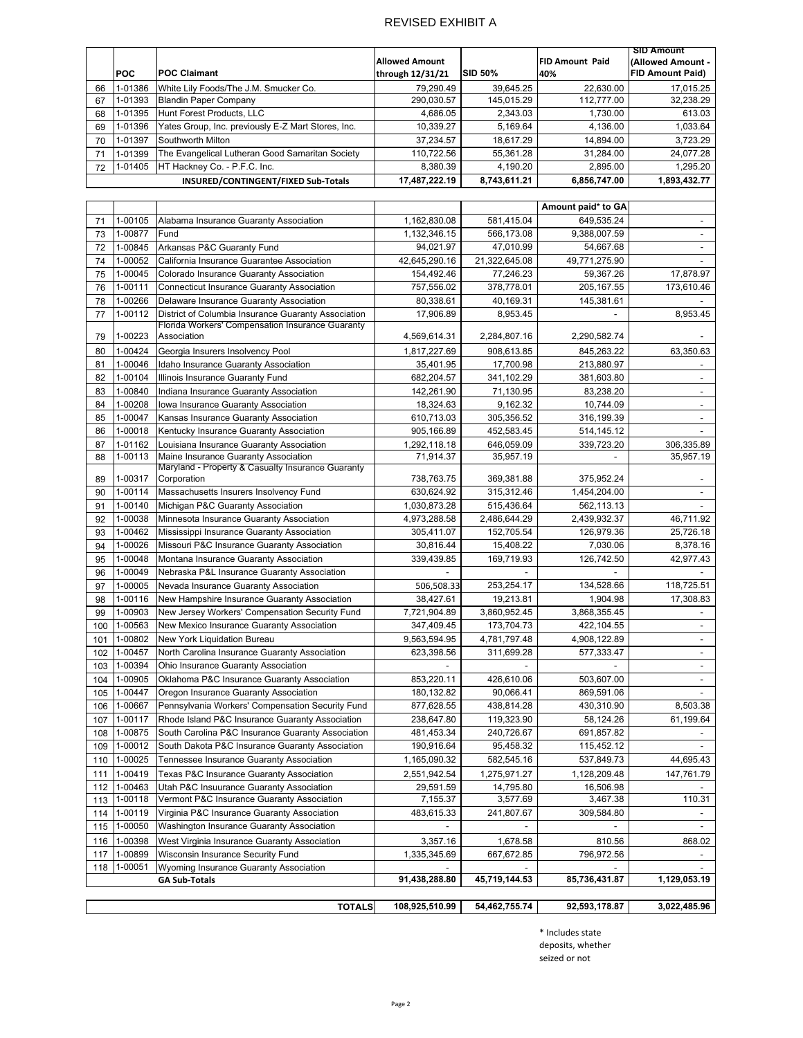# REVISED EXHIBIT A

| | POC | POC Claimant | Allowed Amount through 12/31/21 | SID 50% | FID Amount Paid 40% | SID Amount (Allowed Amount - FID Amount Paid) |
|---|---|---|---|---|---|---|
| 66 | 1-01386 | White Lily Foods/The J.M. Smucker Co. | 79,290.49 | 39,645.25 | 22,630.00 | 17,015.25 |
| 67 | 1-01393 | Blandin Paper Company | 290,030.57 | 145,015.29 | 112,777.00 | 32,238.29 |
| 68 | 1-01395 | Hunt Forest Products, LLC | 4,686.05 | 2,343.03 | 1,730.00 | 613.03 |
| 69 | 1-01396 | Yates Group, Inc. previously E-Z Mart Stores, Inc. | 10,339.27 | 5,169.64 | 4,136.00 | 1,033.64 |
| 70 | 1-01397 | Southworth Milton | 37,234.57 | 18,617.29 | 14,894.00 | 3,723.29 |
| 71 | 1-01399 | The Evangelical Lutheran Good Samaritan Society | 110,722.56 | 55,361.28 | 31,284.00 | 24,077.28 |
| 72 | 1-01405 | HT Hackney Co. - P.F.C. Inc. | 8,380.39 | 4,190.20 | 2,895.00 | 1,295.20 |
| | | **INSURED/CONTINGENT/FIXED Sub-Totals** | **17,487,222.19** | **8,743,611.21** | **6,856,747.00** | **1,893,432.77** |

| | | | | | Amount paid* to GA | |
|---|---|---|---|---|---|---|
| 71 | 1-00105 | Alabama Insurance Guaranty Association | 1,162,830.08 | 581,415.04 | 649,535.24 | - |
| 73 | 1-00877 | Fund | 1,132,346.15 | 566,173.08 | 9,388,007.59 | - |
| 72 | 1-00845 | Arkansas P&C Guaranty Fund | 94,021.97 | 47,010.99 | 54,667.68 | - |
| 74 | 1-00052 | California Insurance Guarantee Association | 42,645,290.16 | 21,322,645.08 | 49,771,275.90 | - |
| 75 | 1-00045 | Colorado Insurance Guaranty Association | 154,492.46 | 77,246.23 | 59,367.26 | 17,878.97 |
| 76 | 1-00111 | Connecticut Insurance Guaranty Association | 757,556.02 | 378,778.01 | 205,167.55 | 173,610.46 |
| 78 | 1-00266 | Delaware Insurance Guaranty Association | 80,338.61 | 40,169.31 | 145,381.61 | - |
| 77 | 1-00112 | District of Columbia Insurance Guaranty Association | 17,906.89 | 8,953.45 | - | 8,953.45 |
| 79 | 1-00223 | Florida Workers' Compensation Insurance Guaranty Association | 4,569,614.31 | 2,284,807.16 | 2,290,582.74 | - |
| 80 | 1-00424 | Georgia Insurers Insolvency Pool | 1,817,227.69 | 908,613.85 | 845,263.22 | 63,350.63 |
| 81 | 1-00046 | Idaho Insurance Guaranty Association | 35,401.95 | 17,700.98 | 213,880.97 | - |
| 82 | 1-00104 | Illinois Insurance Guaranty Fund | 682,204.57 | 341,102.29 | 381,603.80 | - |
| 83 | 1-00840 | Indiana Insurance Guaranty Association | 142,261.90 | 71,130.95 | 83,238.20 | - |
| 84 | 1-00208 | Iowa Insurance Guaranty Association | 18,324.63 | 9,162.32 | 10,744.09 | - |
| 85 | 1-00047 | Kansas Insurance Guaranty Association | 610,713.03 | 305,356.52 | 316,199.39 | - |
| 86 | 1-00018 | Kentucky Insurance Guaranty Association | 905,166.89 | 452,583.45 | 514,145.12 | - |
| 87 | 1-01162 | Louisiana Insurance Guaranty Association | 1,292,118.18 | 646,059.09 | 339,723.20 | 306,335.89 |
| 88 | 1-00113 | Maine Insurance Guaranty Association | 71,914.37 | 35,957.19 | - | 35,957.19 |
| 89 | 1-00317 | Maryland - Property & Casualty Insurance Guaranty Corporation | 738,763.75 | 369,381.88 | 375,952.24 | - |
| 90 | 1-00114 | Massachusetts Insurers Insolvency Fund | 630,624.92 | 315,312.46 | 1,454,204.00 | - |
| 91 | 1-00140 | Michigan P&C Guaranty Association | 1,030,873.28 | 515,436.64 | 562,113.13 | - |
| 92 | 1-00038 | Minnesota Insurance Guaranty Association | 4,973,288.58 | 2,486,644.29 | 2,439,932.37 | 46,711.92 |
| 93 | 1-00462 | Mississippi Insurance Guaranty Association | 305,411.07 | 152,705.54 | 126,979.36 | 25,726.18 |
| 94 | 1-00026 | Missouri P&C Insurance Guaranty Association | 30,816.44 | 15,408.22 | 7,030.06 | 8,378.16 |
| 95 | 1-00048 | Montana Insurance Guaranty Association | 339,439.85 | 169,719.93 | 126,742.50 | 42,977.43 |
| 96 | 1-00049 | Nebraska P&L Insurance Guaranty Association | - | - | - | - |
| 97 | 1-00005 | Nevada Insurance Guaranty Association | 506,508.33 | 253,254.17 | 134,528.66 | 118,725.51 |
| 98 | 1-00116 | New Hampshire Insurance Guaranty Association | 38,427.61 | 19,213.81 | 1,904.98 | 17,308.83 |
| 99 | 1-00903 | New Jersey Workers' Compensation Security Fund | 7,721,904.89 | 3,860,952.45 | 3,868,355.45 | - |
| 100 | 1-00563 | New Mexico Insurance Guaranty Association | 347,409.45 | 173,704.73 | 422,104.55 | - |
| 101 | 1-00802 | New York Liquidation Bureau | 9,563,594.95 | 4,781,797.48 | 4,908,122.89 | - |
| 102 | 1-00457 | North Carolina Insurance Guaranty Association | 623,398.56 | 311,699.28 | 577,333.47 | - |
| 103 | 1-00394 | Ohio Insurance Guaranty Association | - | - | - | - |
| 104 | 1-00905 | Oklahoma P&C Insurance Guaranty Association | 853,220.11 | 426,610.06 | 503,607.00 | - |
| 105 | 1-00447 | Oregon Insurance Guaranty Association | 180,132.82 | 90,066.41 | 869,591.06 | - |
| 106 | 1-00667 | Pennsylvania Workers' Compensation Security Fund | 877,628.55 | 438,814.28 | 430,310.90 | 8,503.38 |
| 107 | 1-00117 | Rhode Island P&C Insurance Guaranty Association | 238,647.80 | 119,323.90 | 58,124.26 | 61,199.64 |
| 108 | 1-00875 | South Carolina P&C Insurance Guaranty Association | 481,453.34 | 240,726.67 | 691,857.82 | - |
| 109 | 1-00012 | South Dakota P&C Insurance Guaranty Association | 190,916.64 | 95,458.32 | 115,452.12 | - |
| 110 | 1-00025 | Tennessee Insurance Guaranty Association | 1,165,090.32 | 582,545.16 | 537,849.73 | 44,695.43 |
| 111 | 1-00419 | Texas P&C Insurance Guaranty Association | 2,551,942.54 | 1,275,971.27 | 1,128,209.48 | 147,761.79 |
| 112 | 1-00463 | Utah P&C Insuurance Guaranty Association | 29,591.59 | 14,795.80 | 16,506.98 | - |
| 113 | 1-00118 | Vermont P&C Insurance Guaranty Association | 7,155.37 | 3,577.69 | 3,467.38 | 110.31 |
| 114 | 1-00119 | Virginia P&C Insurance Guaranty Association | 483,615.33 | 241,807.67 | 309,584.80 | - |
| 115 | 1-00050 | Washington Insurance Guaranty Association | - | - | - | - |
| 116 | 1-00398 | West Virginia Insurance Guaranty Association | 3,357.16 | 1,678.58 | 810.56 | 868.02 |
| 117 | 1-00899 | Wisconsin Insurance Security Fund | 1,335,345.69 | 667,672.85 | 796,972.56 | - |
| 118 | 1-00051 | Wyoming Insurance Guaranty Association | - | - | - | - |
| | | **GA Sub-Totals** | **91,438,288.80** | **45,719,144.53** | **85,736,431.87** | **1,129,053.19** |
| | | **TOTALS** | **108,925,510.99** | **54,462,755.74** | **92,593,178.87** | **3,022,485.96** |

\* Includes state deposits, whether seized or not